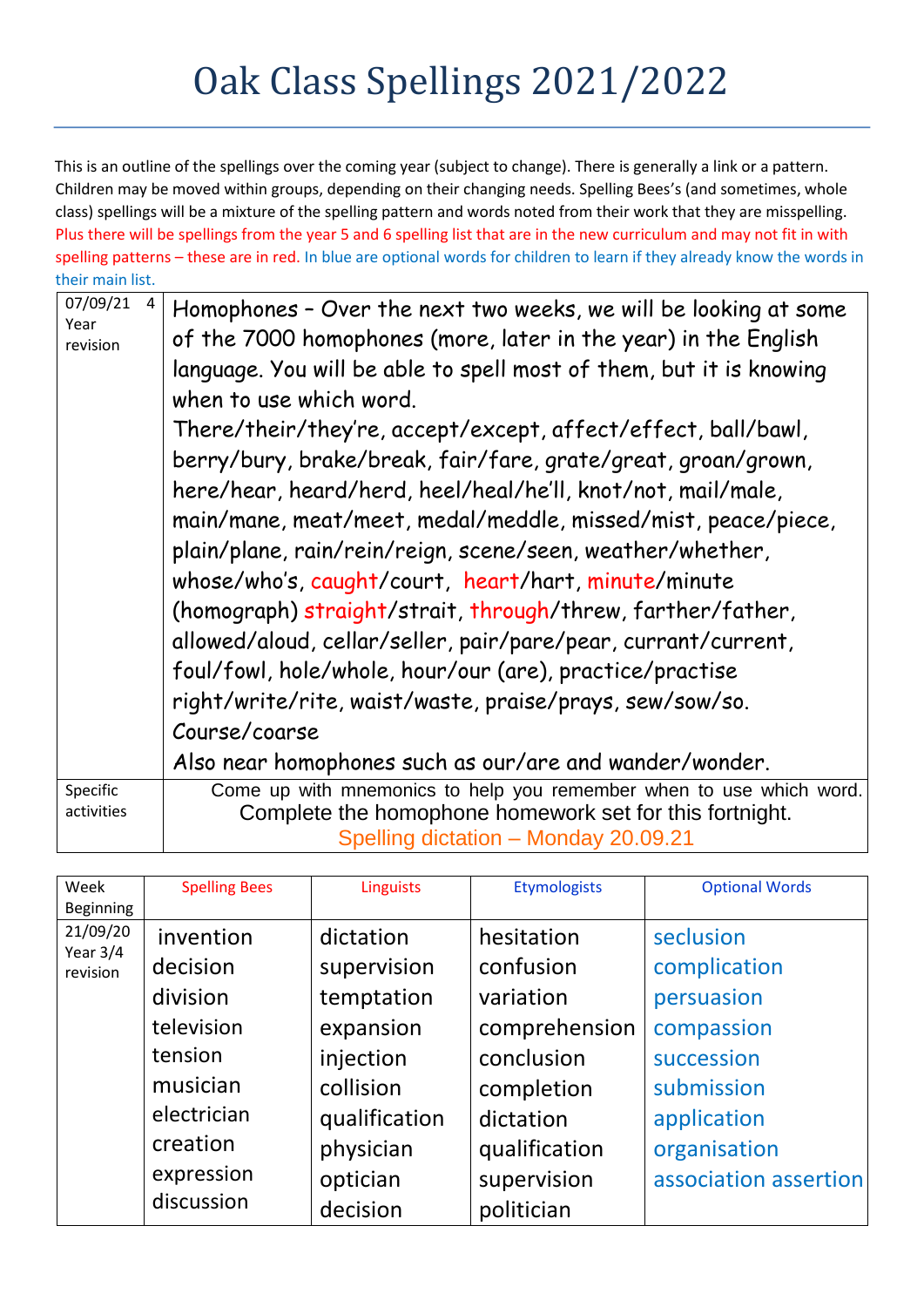# Oak Class Spellings 2021/2022

This is an outline of the spellings over the coming year (subject to change). There is generally a link or a pattern. Children may be moved within groups, depending on their changing needs. Spelling Bees's (and sometimes, whole class) spellings will be a mixture of the spelling pattern and words noted from their work that they are misspelling. Plus there will be spellings from the year 5 and 6 spelling list that are in the new curriculum and may not fit in with spelling patterns – these are in red. In blue are optional words for children to learn if they already know the words in their main list.

| 07/09/21 4 Year revision | Homophones – Over the next two weeks, we will be looking at some of the 7000 homophones (more, later in the year) in the English language. You will be able to spell most of them, but it is knowing when to use which word. There/their/they're, accept/except, affect/effect, ball/bawl, berry/bury, brake/break, fair/fare, grate/great, groan/grown, here/hear, heard/herd, heel/heal/he'll, knot/not, mail/male, main/mane, meat/meet, medal/meddle, missed/mist, peace/piece, plain/plane, rain/rein/reign, scene/seen, weather/whether, whose/who's, caught/court, heart/hart, minute/minute (homograph) straight/strait, through/threw, farther/father, allowed/aloud, cellar/seller, pair/pare/pear, currant/current, foul/fowl, hole/whole, hour/our (are), practice/practise right/write/rite, waist/waste, praise/prays, sew/sow/so. Course/coarse Also near homophones such as our/are and wander/wonder. |
|---|---|
| Specific activities | Come up with mnemonics to help you remember when to use which word. Complete the homophone homework set for this fortnight. Spelling dictation – Monday 20.09.21 |

| Week Beginning | Spelling Bees | Linguists | Etymologists | Optional Words |
|---|---|---|---|---|
| 21/09/20 Year 3/4 revision | invention<br>decision<br>division<br>television<br>tension<br>musician<br>electrician<br>creation<br>expression<br>discussion | dictation<br>supervision<br>temptation<br>expansion<br>injection<br>collision<br>qualification<br>physician<br>optician<br>decision | hesitation<br>confusion<br>variation<br>comprehension<br>conclusion<br>completion<br>dictation<br>qualification<br>supervision<br>politician | seclusion<br>complication<br>persuasion<br>compassion<br>succession<br>submission<br>application<br>organisation<br>association assertion |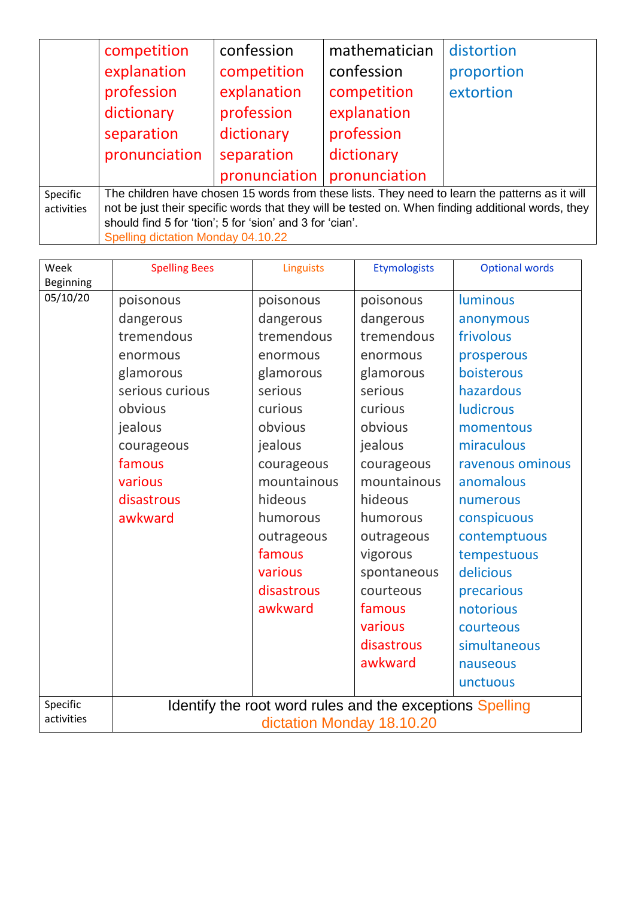| | | | | |
|---|---|---|---|---|
| | competition<br>explanation<br>profession<br>dictionary<br>separation<br>pronunciation | confession<br>competition<br>explanation<br>profession<br>dictionary<br>separation<br>pronunciation | mathematician<br>confession<br>competition<br>explanation<br>profession<br>dictionary<br>pronunciation | distortion<br>proportion<br>extortion |
| Specific activities | The children have chosen 15 words from these lists. They need to learn the patterns as it will not be just their specific words that they will be tested on. When finding additional words, they should find 5 for 'tion'; 5 for 'sion' and 3 for 'cian'.<br>Spelling dictation Monday 04.10.22 | | | |

| Week Beginning | Spelling Bees | Linguists | Etymologists | Optional words |
|---|---|---|---|---|
| 05/10/20 | poisonous<br>dangerous<br>tremendous<br>enormous<br>glamorous<br>serious curious<br>obvious<br>jealous<br>courageous<br>famous<br>various<br>disastrous<br>awkward | poisonous<br>dangerous<br>tremendous<br>enormous<br>glamorous<br>serious<br>curious<br>obvious<br>jealous<br>courageous<br>mountainous<br>hideous<br>humorous<br>outrageous<br>famous<br>various<br>disastrous<br>awkward | poisonous<br>dangerous<br>tremendous<br>enormous<br>glamorous<br>serious<br>curious<br>obvious<br>jealous<br>courageous<br>mountainous<br>hideous<br>humorous<br>outrageous<br>vigorous<br>spontaneous<br>courteous<br>famous<br>various<br>disastrous<br>awkward | luminous<br>anonymous<br>frivolous<br>prosperous<br>boisterous<br>hazardous<br>ludicrous<br>momentous<br>miraculous<br>ravenous ominous<br>anomalous<br>numerous<br>conspicuous<br>contemptuous<br>tempestuous<br>delicious<br>precarious<br>notorious<br>courteous<br>simultaneous<br>nauseous<br>unctuous |
| Specific activities | Identify the root word rules and the exceptions Spelling dictation Monday 18.10.20 | | | |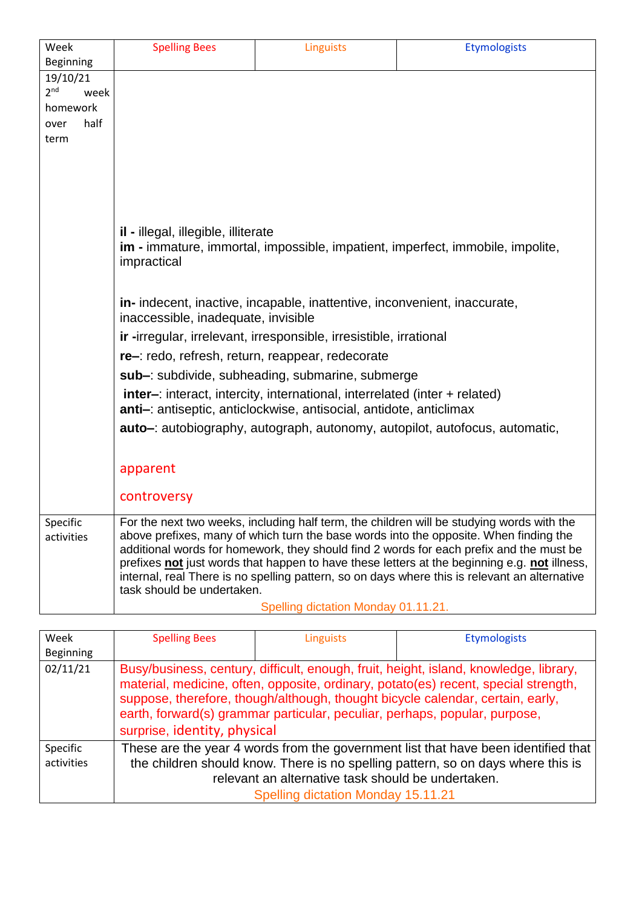| Week Beginning | Spelling Bees | Linguists | Etymologists |
|---|---|---|---|
| 19/10/21 2nd week homework over half term | **il -** illegal, illegible, illiterate<br>**im -** immature, immortal, impossible, impatient, imperfect, immobile, impolite, impractical<br><br>**in-** indecent, inactive, incapable, inattentive, inconvenient, inaccurate, inaccessible, inadequate, invisible<br>**ir -**irregular, irrelevant, irresponsible, irresistible, irrational<br>**re–**: redo, refresh, return, reappear, redecorate<br>**sub–**: subdivide, subheading, submarine, submerge<br>**inter–**: interact, intercity, international, interrelated (inter + related)<br>**anti–**: antiseptic, anticlockwise, antisocial, antidote, anticlimax<br>**auto–**: autobiography, autograph, autonomy, autopilot, autofocus, automatic,<br><br>apparent<br><br>controversy | | |
| Specific activities | For the next two weeks, including half term, the children will be studying words with the above prefixes, many of which turn the base words into the opposite. When finding the additional words for homework, they should find 2 words for each prefix and the must be prefixes **not** just words that happen to have these letters at the beginning e.g. **not** illness, internal, real There is no spelling pattern, so on days where this is relevant an alternative task should be undertaken.<br>Spelling dictation Monday 01.11.21. | | |

| Week Beginning | Spelling Bees | Linguists | Etymologists |
|---|---|---|---|
| 02/11/21 | Busy/business, century, difficult, enough, fruit, height, island, knowledge, library, material, medicine, often, opposite, ordinary, potato(es) recent, special strength, suppose, therefore, though/although, thought bicycle calendar, certain, early, earth, forward(s) grammar particular, peculiar, perhaps, popular, purpose, surprise, identity, physical | | |
| Specific activities | These are the year 4 words from the government list that have been identified that the children should know. There is no spelling pattern, so on days where this is relevant an alternative task should be undertaken.<br>Spelling dictation Monday 15.11.21 | | |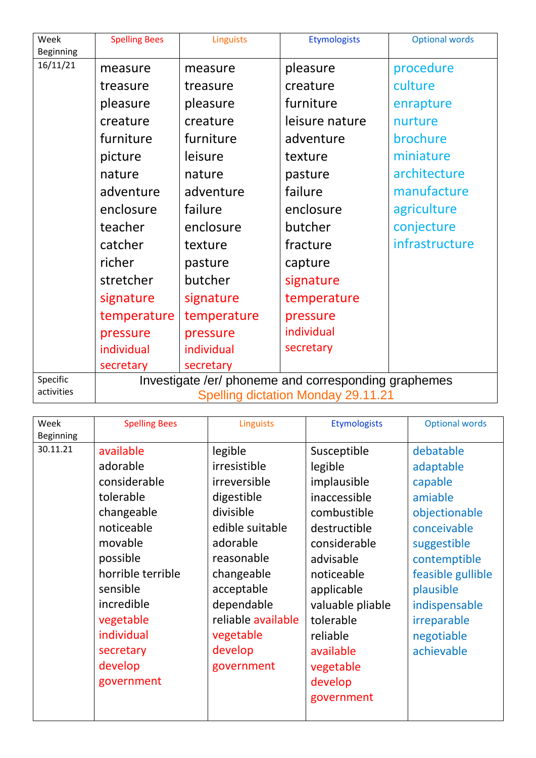| Week Beginning | Spelling Bees | Linguists | Etymologists | Optional words |
|---|---|---|---|---|
| 16/11/21 | measure<br>treasure<br>pleasure<br>creature<br>furniture<br>picture<br>nature<br>adventure<br>enclosure<br>teacher<br>catcher<br>richer<br>stretcher<br>signature<br>temperature<br>pressure<br>individual<br>secretary | measure<br>treasure<br>pleasure<br>creature<br>furniture<br>leisure<br>nature<br>adventure<br>failure<br>enclosure<br>texture<br>pasture<br>butcher<br>signature<br>temperature<br>pressure<br>individual<br>secretary | pleasure<br>creature<br>furniture<br>leisure nature<br>adventure<br>texture<br>pasture<br>failure<br>enclosure<br>butcher<br>fracture<br>capture<br>signature<br>temperature<br>pressure<br>individual<br>secretary | procedure<br>culture<br>enrapture<br>nurture<br>brochure<br>miniature<br>architecture<br>manufacture<br>agriculture<br>conjecture<br>infrastructure |
| Specific activities | Investigate /er/ phoneme and corresponding graphemes<br>Spelling dictation Monday 29.11.21 | | | |

| Week Beginning | Spelling Bees | Linguists | Etymologists | Optional words |
|---|---|---|---|---|
| 30.11.21 | available<br>adorable<br>considerable<br>tolerable<br>changeable<br>noticeable<br>movable<br>possible<br>horrible terrible<br>sensible<br>incredible<br>vegetable<br>individual<br>secretary<br>develop<br>government | legible<br>irresistible<br>irreversible<br>digestible<br>divisible<br>edible suitable<br>adorable<br>reasonable<br>changeable<br>acceptable<br>dependable<br>reliable available<br>vegetable<br>develop<br>government | Susceptible<br>legible<br>implausible<br>inaccessible<br>combustible<br>destructible<br>considerable<br>advisable<br>noticeable<br>applicable<br>valuable pliable<br>tolerable<br>reliable<br>available<br>vegetable<br>develop<br>government | debatable<br>adaptable<br>capable<br>amiable<br>objectionable<br>conceivable<br>suggestible<br>contemptible<br>feasible gullible<br>plausible<br>indispensable<br>irreparable<br>negotiable<br>achievable |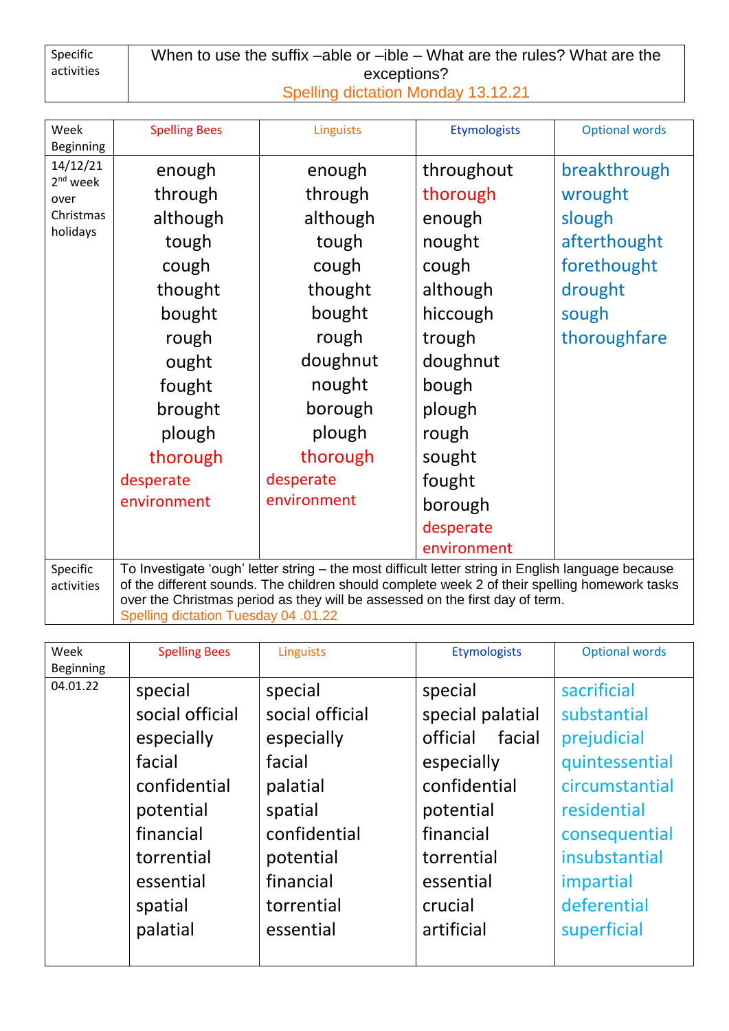| Specific activities | When to use the suffix –able or –ible – What are the rules? What are the exceptions? Spelling dictation Monday 13.12.21 |
|---|---|

| Week Beginning | Spelling Bees | Linguists | Etymologists | Optional words |
|---|---|---|---|---|
| 14/12/21 2nd week over Christmas holidays | enough<br>through<br>although<br>tough<br>cough<br>thought<br>bought<br>rough<br>ought<br>fought<br>brought<br>plough<br>thorough<br>desperate<br>environment | enough<br>through<br>although<br>tough<br>cough<br>thought<br>bought<br>rough<br>doughnut<br>nought<br>borough<br>plough<br>thorough<br>desperate<br>environment | throughout<br>thorough<br>enough<br>nought<br>cough<br>although<br>hiccough<br>trough<br>doughnut<br>bough<br>plough<br>rough<br>sought<br>fought<br>borough<br>desperate<br>environment | breakthrough<br>wrought<br>slough<br>afterthought<br>forethought<br>drought<br>sough<br>thoroughfare |
| Specific activities | To Investigate 'ough' letter string – the most difficult letter string in English language because of the different sounds. The children should complete week 2 of their spelling homework tasks over the Christmas period as they will be assessed on the first day of term. Spelling dictation Tuesday 04 .01.22 | | | |

| Week Beginning | Spelling Bees | Linguists | Etymologists | Optional words |
|---|---|---|---|---|
| 04.01.22 | special<br>social official<br>especially<br>facial<br>confidential<br>potential<br>financial<br>torrential<br>essential<br>spatial<br>palatial | special<br>social official<br>especially<br>facial<br>palatial<br>spatial<br>confidential<br>potential<br>financial<br>torrential<br>essential | special<br>special palatial<br>official facial<br>especially<br>confidential<br>potential<br>financial<br>torrential<br>essential<br>crucial<br>artificial | sacrificial<br>substantial<br>prejudicial<br>quintessential<br>circumstantial<br>residential<br>consequential<br>insubstantial<br>impartial<br>deferential<br>superficial |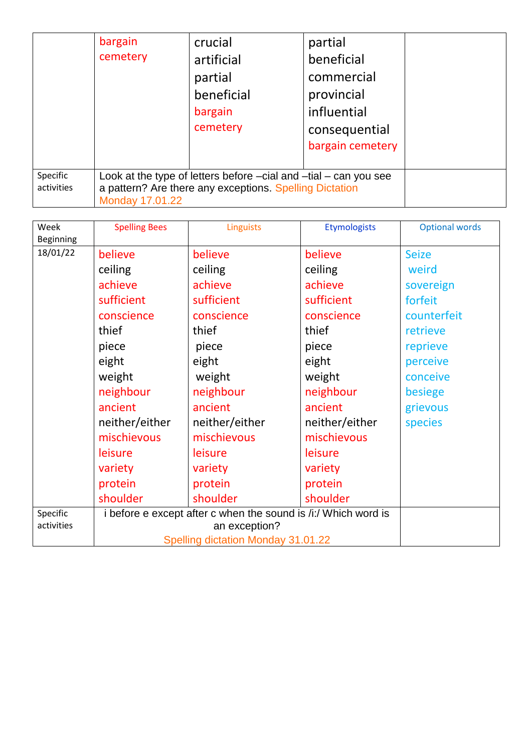| | | | | |
|---|---|---|---|---|
| | bargain<br>cemetery | crucial<br>artificial<br>partial<br>beneficial<br>bargain<br>cemetery | partial<br>beneficial<br>commercial<br>provincial<br>influential<br>consequential<br>bargain cemetery | |
| Specific activities | Look at the type of letters before –cial and –tial – can you see a pattern? Are there any exceptions. Spelling Dictation Monday 17.01.22 | | | |

| Week Beginning | Spelling Bees | Linguists | Etymologists | Optional words |
|---|---|---|---|---|
| 18/01/22 | believe<br>ceiling<br>achieve<br>sufficient<br>conscience<br>thief<br>piece<br>eight<br>weight<br>neighbour<br>ancient<br>neither/either<br>mischievous<br>leisure<br>variety<br>protein<br>shoulder | believe<br>ceiling<br>achieve<br>sufficient<br>conscience<br>thief<br>piece<br>eight<br>weight<br>neighbour<br>ancient<br>neither/either<br>mischievous<br>leisure<br>variety<br>protein<br>shoulder | believe<br>ceiling<br>achieve<br>sufficient<br>conscience<br>thief<br>piece<br>eight<br>weight<br>neighbour<br>ancient<br>neither/either<br>mischievous<br>leisure<br>variety<br>protein<br>shoulder | Seize<br>weird<br>sovereign<br>forfeit<br>counterfeit<br>retrieve<br>reprieve<br>perceive<br>conceive<br>besiege<br>grievous<br>species |
| Specific activities | i before e except after c when the sound is /i:/ Which word is an exception?<br>Spelling dictation Monday 31.01.22 | | | |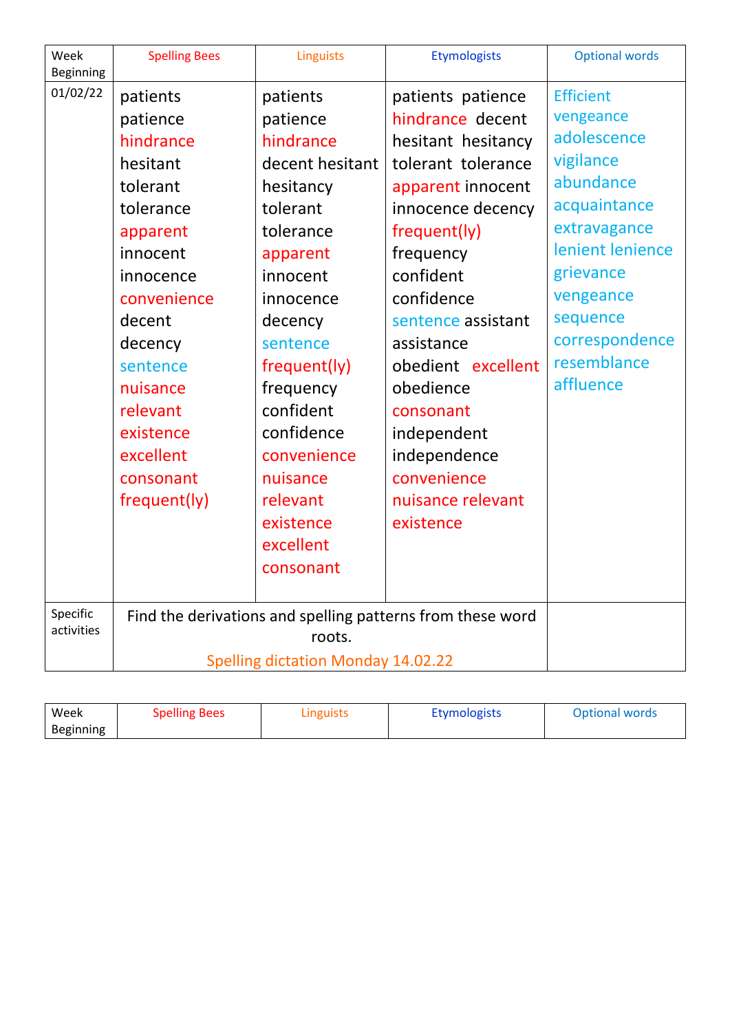| Week Beginning | Spelling Bees | Linguists | Etymologists | Optional words |
|---|---|---|---|---|
| 01/02/22 | patients<br>patience<br>hindrance<br>hesitant<br>tolerant<br>tolerance<br>apparent<br>innocent<br>innocence<br>convenience<br>decent<br>decency<br>sentence<br>nuisance<br>relevant<br>existence<br>excellent<br>consonant<br>frequent(ly) | patients<br>patience<br>hindrance<br>decent hesitant<br>hesitancy<br>tolerant<br>tolerance<br>apparent<br>innocent<br>innocence<br>decency<br>sentence<br>frequent(ly)<br>frequency<br>confident<br>confidence<br>convenience<br>nuisance<br>relevant<br>existence<br>excellent<br>consonant | patients patience<br>hindrance decent<br>hesitant hesitancy<br>tolerant tolerance<br>apparent innocent<br>innocence decency<br>frequent(ly)<br>frequency<br>confident<br>confidence<br>sentence assistant<br>assistance<br>obedient excellent<br>obedience<br>consonant<br>independent<br>independence<br>convenience<br>nuisance relevant<br>existence | Efficient<br>vengeance<br>adolescence<br>vigilance<br>abundance<br>acquaintance<br>extravagance<br>lenient lenience<br>grievance<br>vengeance<br>sequence<br>correspondence<br>resemblance<br>affluence |
| Specific activities | Find the derivations and spelling patterns from these word roots.<br>Spelling dictation Monday 14.02.22 | | | |

| Week Beginning | Spelling Bees | Linguists | Etymologists | Optional words |
|---|---|---|---|---|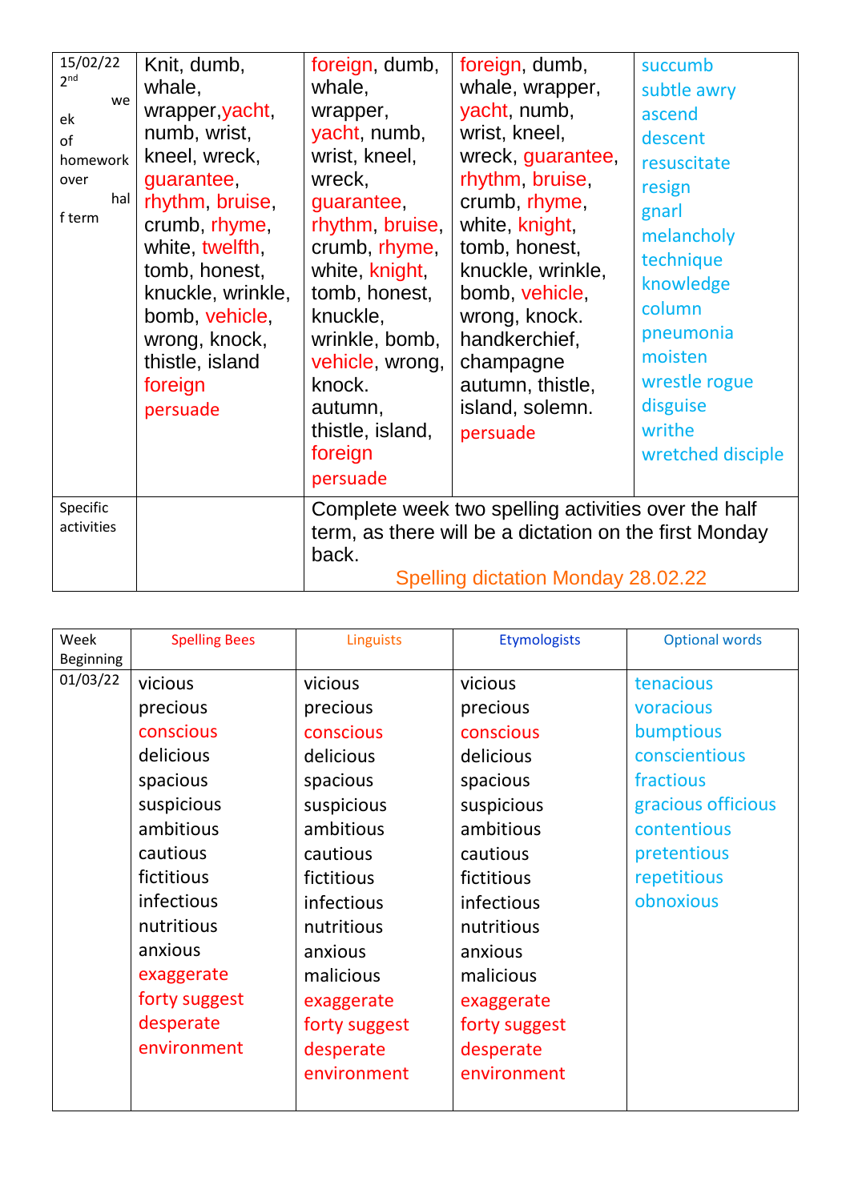| 15/02/22 2nd week of homework over half term | Knit, dumb, whale, wrapper, yacht, numb, wrist, kneel, wreck, guarantee, rhythm, bruise, crumb, rhyme, white, twelfth, tomb, honest, knuckle, wrinkle, bomb, vehicle, wrong, knock, thistle, island foreign persuade | foreign, dumb, whale, wrapper, yacht, numb, wrist, kneel, wreck, guarantee, rhythm, bruise, crumb, rhyme, white, knight, tomb, honest, knuckle, wrinkle, bomb, vehicle, wrong, knock. autumn, thistle, island, foreign persuade | foreign, dumb, whale, wrapper, yacht, numb, wrist, kneel, wreck, guarantee, rhythm, bruise, crumb, rhyme, white, knight, tomb, honest, knuckle, wrinkle, bomb, vehicle, wrong, knock. handkerchief, champagne autumn, thistle, island, solemn. persuade | succumb subtle awry ascend descent resuscitate resign gnarl melancholy technique knowledge column pneumonia moisten wrestle rogue disguise writhe wretched disciple |
|---|---|---|---|---|
| Specific activities | | Complete week two spelling activities over the half term, as there will be a dictation on the first Monday back. Spelling dictation Monday 28.02.22 | | |

| Week Beginning | Spelling Bees | Linguists | Etymologists | Optional words |
|---|---|---|---|---|
| 01/03/22 | vicious<br>precious<br>conscious<br>delicious<br>spacious<br>suspicious<br>ambitious<br>cautious<br>fictitious<br>infectious<br>nutritious<br>anxious<br>exaggerate<br>forty suggest<br>desperate<br>environment | vicious<br>precious<br>conscious<br>delicious<br>spacious<br>suspicious<br>ambitious<br>cautious<br>fictitious<br>infectious<br>nutritious<br>anxious<br>malicious<br>exaggerate<br>forty suggest<br>desperate<br>environment | vicious<br>precious<br>conscious<br>delicious<br>spacious<br>suspicious<br>ambitious<br>cautious<br>fictitious<br>infectious<br>nutritious<br>anxious<br>malicious<br>exaggerate<br>forty suggest<br>desperate<br>environment | tenacious<br>voracious<br>bumptious<br>conscientious<br>fractious<br>gracious officious<br>contentious<br>pretentious<br>repetitious<br>obnoxious |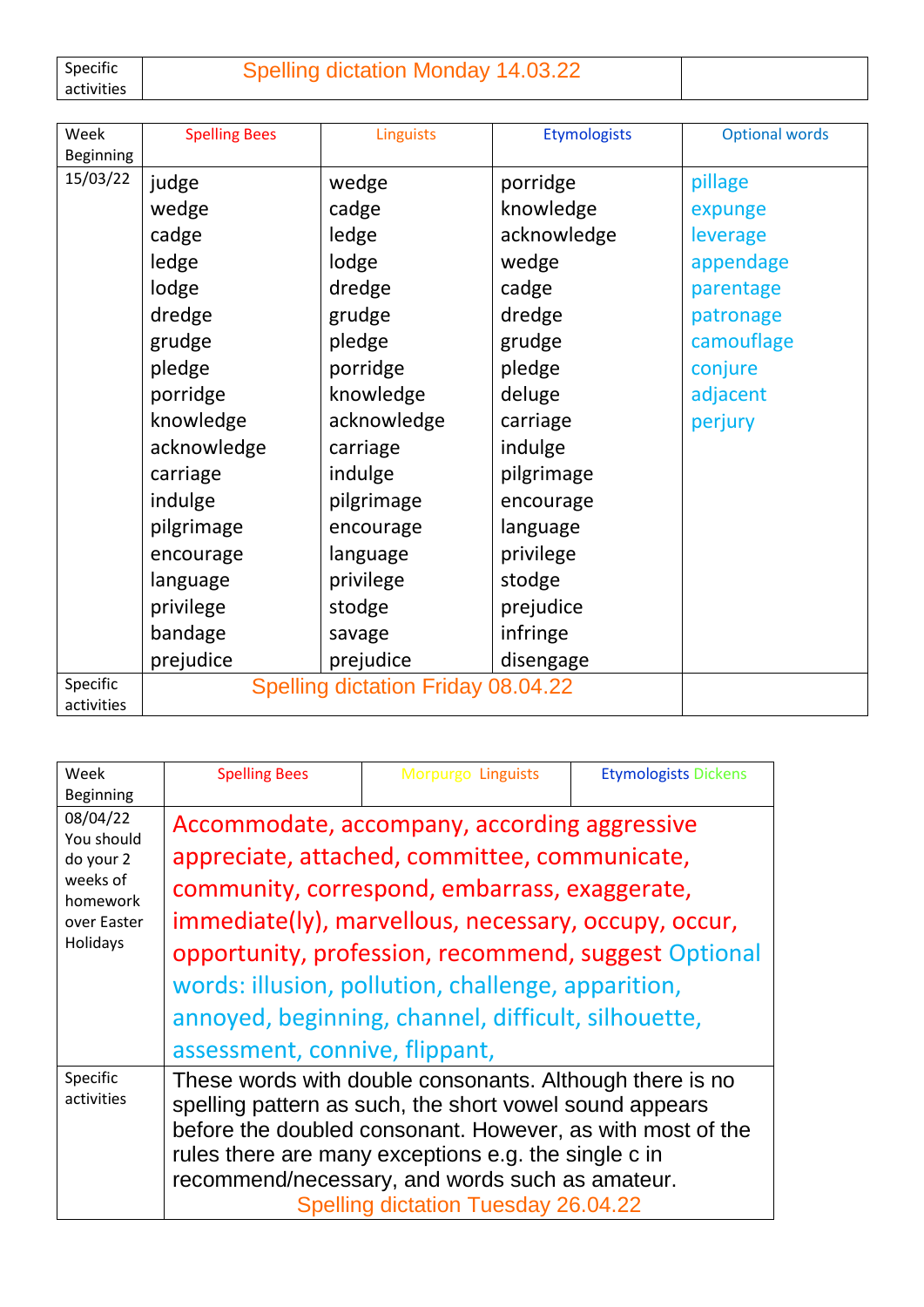| Specific activities | Spelling dictation Monday 14.03.22 | |
|---|---|---|

| Week Beginning | Spelling Bees | Linguists | Etymologists | Optional words |
|---|---|---|---|---|
| 15/03/22 | judge<br>wedge<br>cadge<br>ledge<br>lodge<br>dredge<br>grudge<br>pledge<br>porridge<br>knowledge<br>acknowledge<br>carriage<br>indulge<br>pilgrimage<br>encourage<br>language<br>privilege<br>bandage<br>prejudice | wedge<br>cadge<br>ledge<br>lodge<br>dredge<br>grudge<br>pledge<br>porridge<br>knowledge<br>acknowledge<br>carriage<br>indulge<br>pilgrimage<br>encourage<br>language<br>privilege<br>stodge<br>savage<br>prejudice | porridge<br>knowledge<br>acknowledge<br>wedge<br>cadge<br>dredge<br>grudge<br>pledge<br>deluge<br>carriage<br>indulge<br>pilgrimage<br>encourage<br>language<br>privilege<br>stodge<br>prejudice<br>infringe<br>disengage | pillage<br>expunge<br>leverage<br>appendage<br>parentage<br>patronage<br>camouflage<br>conjure<br>adjacent<br>perjury |
| Specific activities | Spelling dictation Friday 08.04.22 | | | |

| Week Beginning | Spelling Bees | Morpurgo Linguists | Etymologists Dickens |
|---|---|---|---|
| 08/04/22 You should do your 2 weeks of homework over Easter Holidays | Accommodate, accompany, according aggressive appreciate, attached, committee, communicate, community, correspond, embarrass, exaggerate, immediate(ly), marvellous, necessary, occupy, occur, opportunity, profession, recommend, suggest Optional words: illusion, pollution, challenge, apparition, annoyed, beginning, channel, difficult, silhouette, assessment, connive, flippant, | | |
| Specific activities | These words with double consonants. Although there is no spelling pattern as such, the short vowel sound appears before the doubled consonant. However, as with most of the rules there are many exceptions e.g. the single c in recommend/necessary, and words such as amateur.<br>Spelling dictation Tuesday 26.04.22 | | |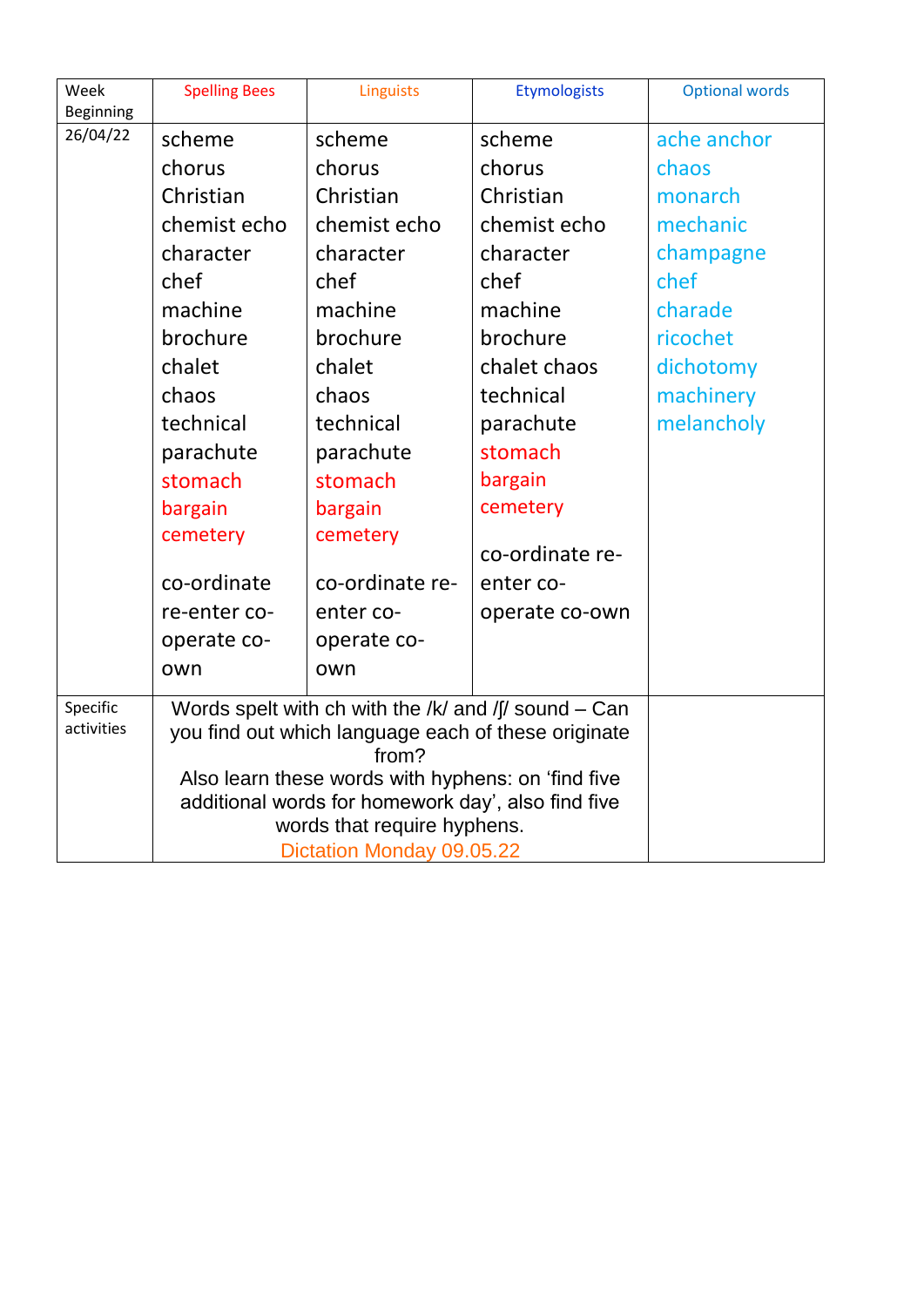| Week Beginning | Spelling Bees | Linguists | Etymologists | Optional words |
|---|---|---|---|---|
| 26/04/22 | scheme<br>chorus<br>Christian<br>chemist echo<br>character<br>chef<br>machine<br>brochure<br>chalet<br>chaos<br>technical<br>parachute<br>stomach<br>bargain<br>cemetery<br><br>co-ordinate re-enter co-operate co-own | scheme<br>chorus<br>Christian<br>chemist echo<br>character<br>chef<br>machine<br>brochure<br>chalet<br>chaos<br>technical<br>parachute<br>stomach<br>bargain<br>cemetery<br><br>co-ordinate re-enter co-operate co-own | scheme<br>chorus<br>Christian<br>chemist echo<br>character<br>chef<br>machine<br>brochure<br>chalet chaos<br>technical<br>parachute<br>stomach<br>bargain<br>cemetery<br><br>co-ordinate re-enter co-operate co-own | ache anchor<br>chaos<br>monarch<br>mechanic<br>champagne<br>chef<br>charade<br>ricochet<br>dichotomy<br>machinery<br>melancholy |
| Specific activities | Words spelt with ch with the /k/ and /ʃ/ sound – Can you find out which language each of these originate from?<br>Also learn these words with hyphens: on 'find five additional words for homework day', also find five words that require hyphens.<br>Dictation Monday 09.05.22 | | | |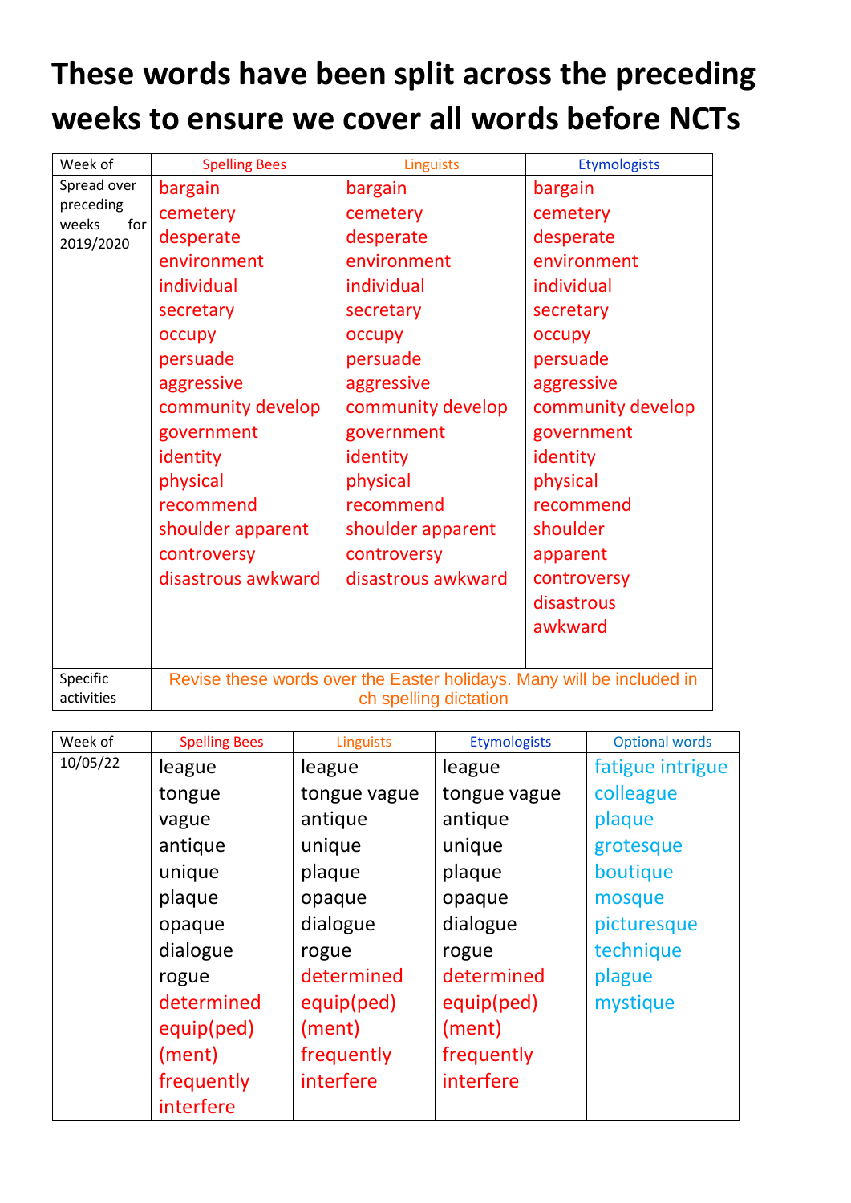# These words have been split across the preceding weeks to ensure we cover all words before NCTs

| Week of | Spelling Bees | Linguists | Etymologists |
|---|---|---|---|
| Spread over preceding weeks for 2019/2020 | bargain<br>cemetery<br>desperate<br>environment<br>individual<br>secretary<br>occupy<br>persuade<br>aggressive<br>community develop<br>government<br>identity<br>physical<br>recommend<br>shoulder apparent<br>controversy<br>disastrous awkward | bargain<br>cemetery<br>desperate<br>environment<br>individual<br>secretary<br>occupy<br>persuade<br>aggressive<br>community develop<br>government<br>identity<br>physical<br>recommend<br>shoulder apparent<br>controversy<br>disastrous awkward | bargain<br>cemetery<br>desperate<br>environment<br>individual<br>secretary<br>occupy<br>persuade<br>aggressive<br>community develop<br>government<br>identity<br>physical<br>recommend<br>shoulder<br>apparent<br>controversy<br>disastrous<br>awkward |
| Specific activities | Revise these words over the Easter holidays. Many will be included in ch spelling dictation | | |

| Week of | Spelling Bees | Linguists | Etymologists | Optional words |
|---|---|---|---|---|
| 10/05/22 | league<br>tongue<br>vague<br>antique<br>unique<br>plaque<br>opaque<br>dialogue<br>rogue<br>determined<br>equip(ped)<br>(ment)<br>frequently<br>interfere | league<br>tongue vague<br>antique<br>unique<br>plaque<br>opaque<br>dialogue<br>rogue<br>determined<br>equip(ped)<br>(ment)<br>frequently<br>interfere | league<br>tongue vague<br>antique<br>unique<br>plaque<br>opaque<br>dialogue<br>rogue<br>determined<br>equip(ped)<br>(ment)<br>frequently<br>interfere | fatigue intrigue<br>colleague<br>plaque<br>grotesque<br>boutique<br>mosque<br>picturesque<br>technique<br>plague<br>mystique |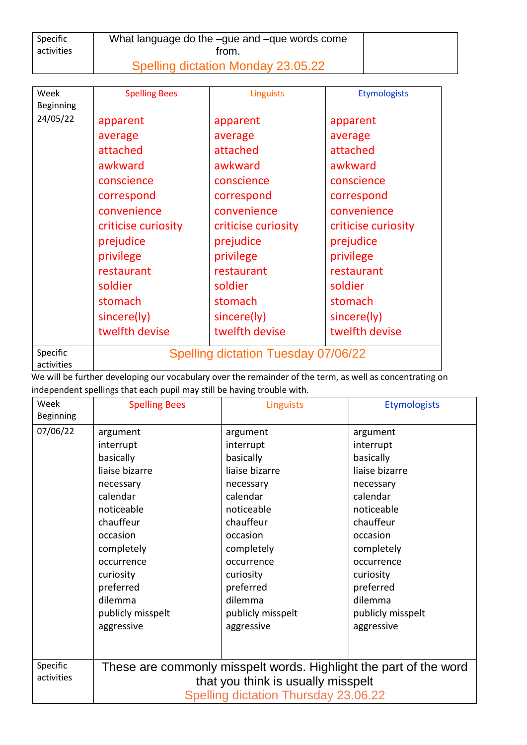| Specific activities | What language do the –gue and –que words come from.<br>Spelling dictation Monday 23.05.22 | |
|---|---|---|

| Week Beginning | Spelling Bees | Linguists | Etymologists |
|---|---|---|---|
| 24/05/22 | apparent<br>average<br>attached<br>awkward<br>conscience<br>correspond<br>convenience<br>criticise curiosity<br>prejudice<br>privilege<br>restaurant<br>soldier<br>stomach<br>sincere(ly)<br>twelfth devise | apparent<br>average<br>attached<br>awkward<br>conscience<br>correspond<br>convenience<br>criticise curiosity<br>prejudice<br>privilege<br>restaurant<br>soldier<br>stomach<br>sincere(ly)<br>twelfth devise | apparent<br>average<br>attached<br>awkward<br>conscience<br>correspond<br>convenience<br>criticise curiosity<br>prejudice<br>privilege<br>restaurant<br>soldier<br>stomach<br>sincere(ly)<br>twelfth devise |
| Specific activities | Spelling dictation Tuesday 07/06/22 | | |

We will be further developing our vocabulary over the remainder of the term, as well as concentrating on independent spellings that each pupil may still be having trouble with.

| Week Beginning | Spelling Bees | Linguists | Etymologists |
|---|---|---|---|
| 07/06/22 | argument<br>interrupt<br>basically<br>liaise bizarre<br>necessary<br>calendar<br>noticeable<br>chauffeur<br>occasion<br>completely<br>occurrence<br>curiosity<br>preferred<br>dilemma<br>publicly misspelt<br>aggressive | argument<br>interrupt<br>basically<br>liaise bizarre<br>necessary<br>calendar<br>noticeable<br>chauffeur<br>occasion<br>completely<br>occurrence<br>curiosity<br>preferred<br>dilemma<br>publicly misspelt<br>aggressive | argument<br>interrupt<br>basically<br>liaise bizarre<br>necessary<br>calendar<br>noticeable<br>chauffeur<br>occasion<br>completely<br>occurrence<br>curiosity<br>preferred<br>dilemma<br>publicly misspelt<br>aggressive |
| Specific activities | These are commonly misspelt words. Highlight the part of the word that you think is usually misspelt<br>Spelling dictation Thursday 23.06.22 | | |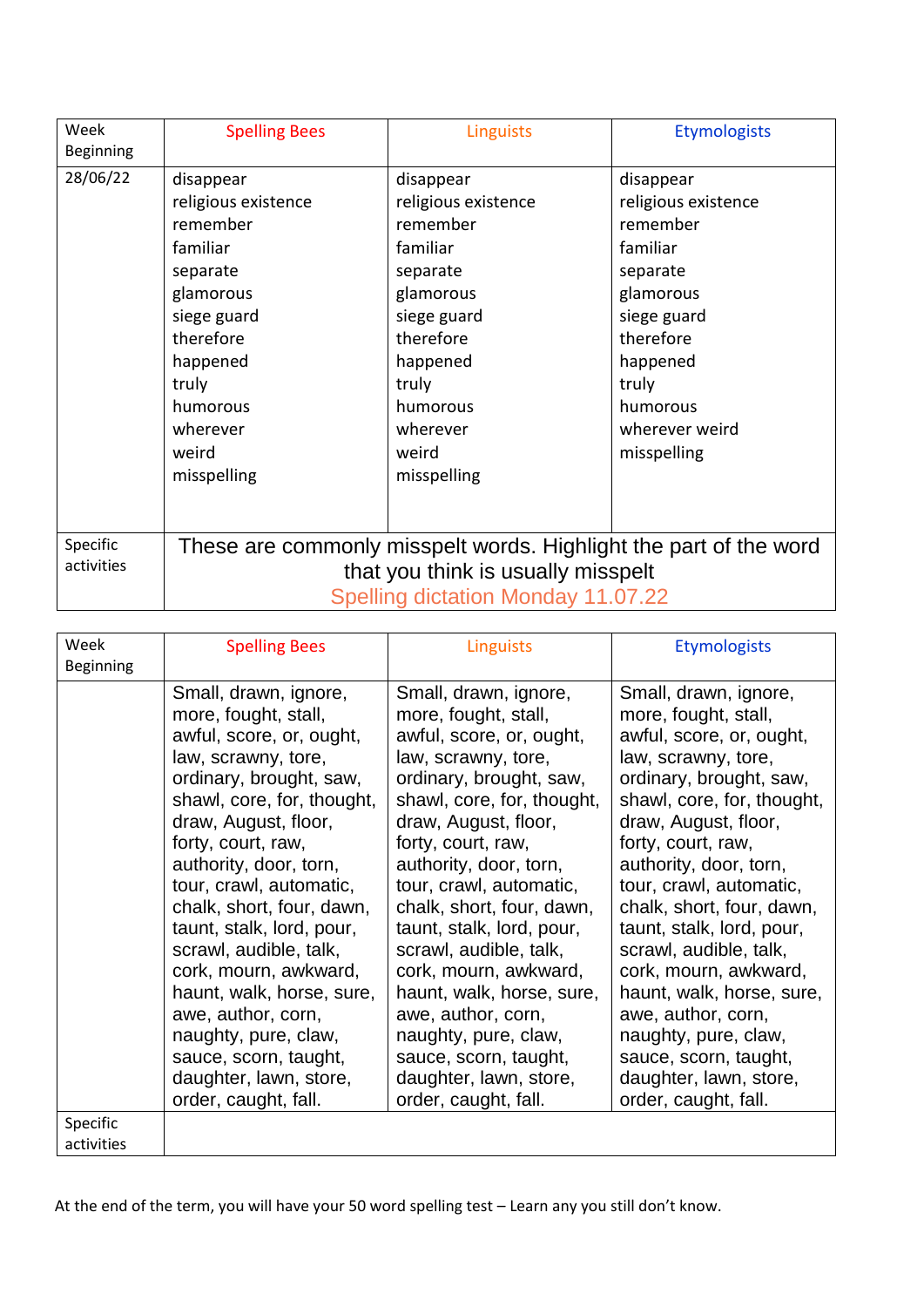| Week Beginning | Spelling Bees | Linguists | Etymologists |
|---|---|---|---|
| 28/06/22 | disappear<br>religious existence<br>remember<br>familiar<br>separate<br>glamorous<br>siege guard<br>therefore<br>happened<br>truly<br>humorous<br>wherever<br>weird<br>misspelling | disappear<br>religious existence<br>remember<br>familiar<br>separate<br>glamorous<br>siege guard<br>therefore<br>happened<br>truly<br>humorous<br>wherever<br>weird<br>misspelling | disappear<br>religious existence<br>remember<br>familiar<br>separate<br>glamorous<br>siege guard<br>therefore<br>happened<br>truly<br>humorous<br>wherever weird<br>misspelling |
| Specific activities | These are commonly misspelt words. Highlight the part of the word that you think is usually misspelt<br>Spelling dictation Monday 11.07.22 | | |

| Week Beginning | Spelling Bees | Linguists | Etymologists |
|---|---|---|---|
| | Small, drawn, ignore, more, fought, stall, awful, score, or, ought, law, scrawny, tore, ordinary, brought, saw, shawl, core, for, thought, draw, August, floor, forty, court, raw, authority, door, torn, tour, crawl, automatic, chalk, short, four, dawn, taunt, stalk, lord, pour, scrawl, audible, talk, cork, mourn, awkward, haunt, walk, horse, sure, awe, author, corn, naughty, pure, claw, sauce, scorn, taught, daughter, lawn, store, order, caught, fall. | Small, drawn, ignore, more, fought, stall, awful, score, or, ought, law, scrawny, tore, ordinary, brought, saw, shawl, core, for, thought, draw, August, floor, forty, court, raw, authority, door, torn, tour, crawl, automatic, chalk, short, four, dawn, taunt, stalk, lord, pour, scrawl, audible, talk, cork, mourn, awkward, haunt, walk, horse, sure, awe, author, corn, naughty, pure, claw, sauce, scorn, taught, daughter, lawn, store, order, caught, fall. | Small, drawn, ignore, more, fought, stall, awful, score, or, ought, law, scrawny, tore, ordinary, brought, saw, shawl, core, for, thought, draw, August, floor, forty, court, raw, authority, door, torn, tour, crawl, automatic, chalk, short, four, dawn, taunt, stalk, lord, pour, scrawl, audible, talk, cork, mourn, awkward, haunt, walk, horse, sure, awe, author, corn, naughty, pure, claw, sauce, scorn, taught, daughter, lawn, store, order, caught, fall. |
| Specific activities | | | |

At the end of the term, you will have your 50 word spelling test – Learn any you still don't know.